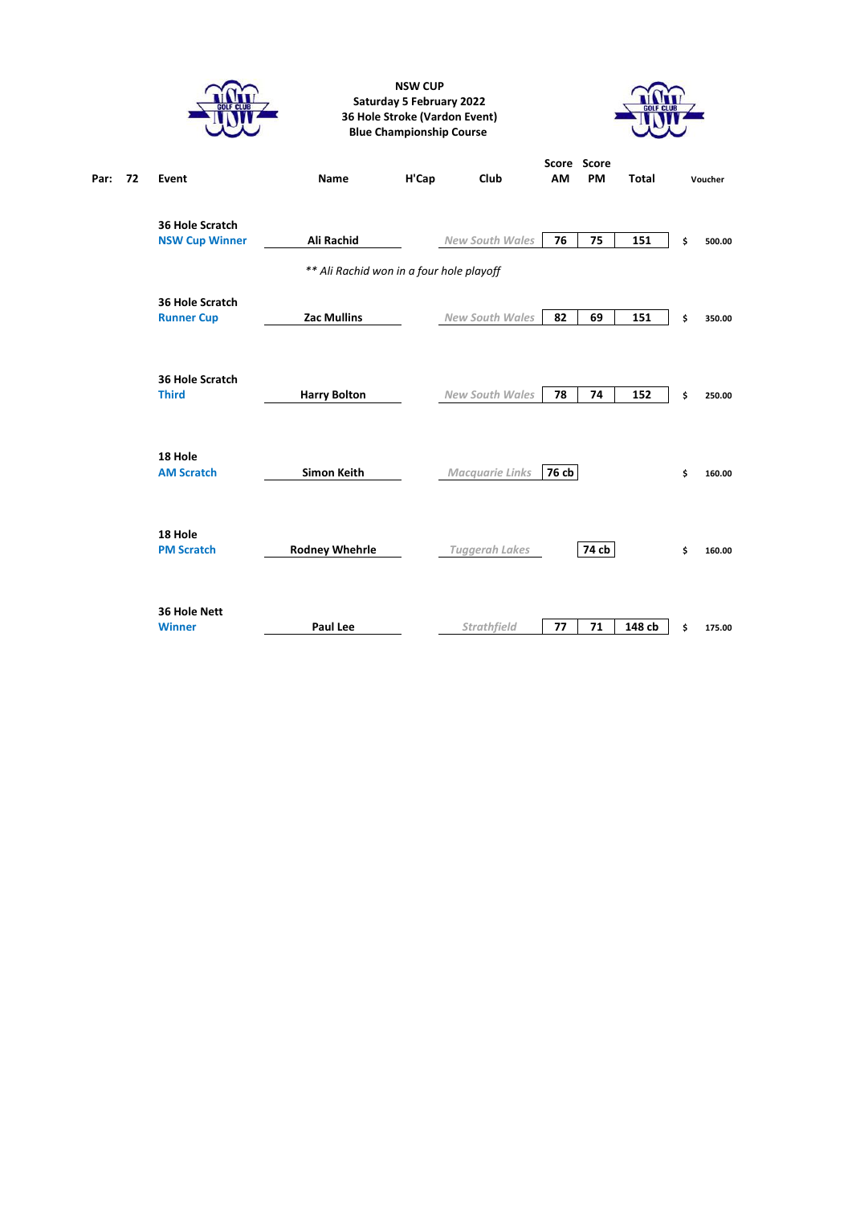**NSW CUP**
**Saturday 5 February 2022**
**36 Hole Stroke (Vardon Event)**
**Blue Championship Course**

| Par: 72 | Event | Name | H'Cap | Club | Score AM | Score PM | Total | Voucher |
|---|---|---|---|---|---|---|---|---|
| | 36 Hole Scratch NSW Cup Winner | Ali Rachid | | New South Wales | 76 | 75 | 151 | $ 500.00 |
| | | *\*\* Ali Rachid won in a four hole playoff* | | | | | | |
| | 36 Hole Scratch Runner Cup | Zac Mullins | | New South Wales | 82 | 69 | 151 | $ 350.00 |
| | 36 Hole Scratch Third | Harry Bolton | | New South Wales | 78 | 74 | 152 | $ 250.00 |
| | 18 Hole AM Scratch | Simon Keith | | Macquarie Links | 76 cb | | | $ 160.00 |
| | 18 Hole PM Scratch | Rodney Whehrle | | Tuggerah Lakes | | 74 cb | | $ 160.00 |
| | 36 Hole Nett Winner | Paul Lee | | Strathfield | 77 | 71 | 148 cb | $ 175.00 |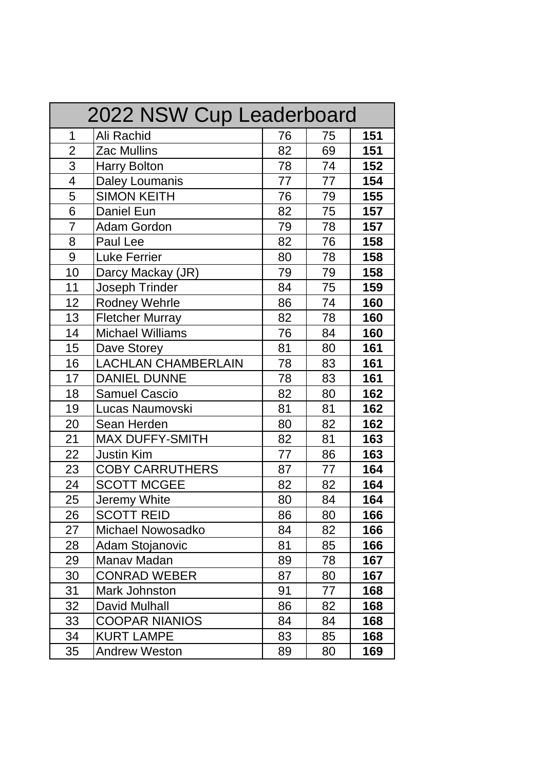| 2022 NSW Cup Leaderboard | | | | |
|---|---|---|---|---|
| 1 | Ali Rachid | 76 | 75 | **151** |
| 2 | Zac Mullins | 82 | 69 | **151** |
| 3 | Harry Bolton | 78 | 74 | **152** |
| 4 | Daley Loumanis | 77 | 77 | **154** |
| 5 | SIMON KEITH | 76 | 79 | **155** |
| 6 | Daniel Eun | 82 | 75 | **157** |
| 7 | Adam Gordon | 79 | 78 | **157** |
| 8 | Paul Lee | 82 | 76 | **158** |
| 9 | Luke Ferrier | 80 | 78 | **158** |
| 10 | Darcy Mackay (JR) | 79 | 79 | **158** |
| 11 | Joseph Trinder | 84 | 75 | **159** |
| 12 | Rodney Wehrle | 86 | 74 | **160** |
| 13 | Fletcher Murray | 82 | 78 | **160** |
| 14 | Michael Williams | 76 | 84 | **160** |
| 15 | Dave Storey | 81 | 80 | **161** |
| 16 | LACHLAN CHAMBERLAIN | 78 | 83 | **161** |
| 17 | DANIEL DUNNE | 78 | 83 | **161** |
| 18 | Samuel Cascio | 82 | 80 | **162** |
| 19 | Lucas Naumovski | 81 | 81 | **162** |
| 20 | Sean Herden | 80 | 82 | **162** |
| 21 | MAX DUFFY-SMITH | 82 | 81 | **163** |
| 22 | Justin Kim | 77 | 86 | **163** |
| 23 | COBY CARRUTHERS | 87 | 77 | **164** |
| 24 | SCOTT MCGEE | 82 | 82 | **164** |
| 25 | Jeremy White | 80 | 84 | **164** |
| 26 | SCOTT REID | 86 | 80 | **166** |
| 27 | Michael Nowosadko | 84 | 82 | **166** |
| 28 | Adam Stojanovic | 81 | 85 | **166** |
| 29 | Manav Madan | 89 | 78 | **167** |
| 30 | CONRAD WEBER | 87 | 80 | **167** |
| 31 | Mark Johnston | 91 | 77 | **168** |
| 32 | David Mulhall | 86 | 82 | **168** |
| 33 | COOPAR NIANIOS | 84 | 84 | **168** |
| 34 | KURT LAMPE | 83 | 85 | **168** |
| 35 | Andrew Weston | 89 | 80 | **169** |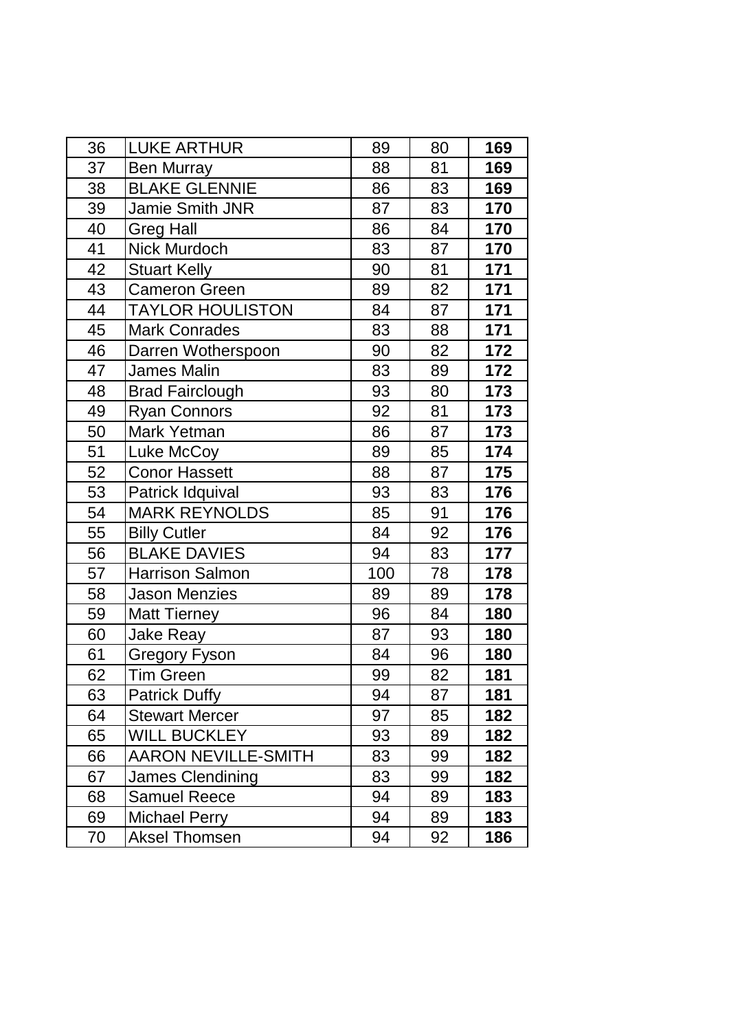| 36 | LUKE ARTHUR | 89 | 80 | **169** |
|---|---|---|---|---|
| 37 | Ben Murray | 88 | 81 | **169** |
| 38 | BLAKE GLENNIE | 86 | 83 | **169** |
| 39 | Jamie Smith JNR | 87 | 83 | **170** |
| 40 | Greg Hall | 86 | 84 | **170** |
| 41 | Nick Murdoch | 83 | 87 | **170** |
| 42 | Stuart Kelly | 90 | 81 | **171** |
| 43 | Cameron Green | 89 | 82 | **171** |
| 44 | TAYLOR HOULISTON | 84 | 87 | **171** |
| 45 | Mark Conrades | 83 | 88 | **171** |
| 46 | Darren Wotherspoon | 90 | 82 | **172** |
| 47 | James Malin | 83 | 89 | **172** |
| 48 | Brad Fairclough | 93 | 80 | **173** |
| 49 | Ryan Connors | 92 | 81 | **173** |
| 50 | Mark Yetman | 86 | 87 | **173** |
| 51 | Luke McCoy | 89 | 85 | **174** |
| 52 | Conor Hassett | 88 | 87 | **175** |
| 53 | Patrick Idquival | 93 | 83 | **176** |
| 54 | MARK REYNOLDS | 85 | 91 | **176** |
| 55 | Billy Cutler | 84 | 92 | **176** |
| 56 | BLAKE DAVIES | 94 | 83 | **177** |
| 57 | Harrison Salmon | 100 | 78 | **178** |
| 58 | Jason Menzies | 89 | 89 | **178** |
| 59 | Matt Tierney | 96 | 84 | **180** |
| 60 | Jake Reay | 87 | 93 | **180** |
| 61 | Gregory Fyson | 84 | 96 | **180** |
| 62 | Tim Green | 99 | 82 | **181** |
| 63 | Patrick Duffy | 94 | 87 | **181** |
| 64 | Stewart Mercer | 97 | 85 | **182** |
| 65 | WILL BUCKLEY | 93 | 89 | **182** |
| 66 | AARON NEVILLE-SMITH | 83 | 99 | **182** |
| 67 | James Clendining | 83 | 99 | **182** |
| 68 | Samuel Reece | 94 | 89 | **183** |
| 69 | Michael Perry | 94 | 89 | **183** |
| 70 | Aksel Thomsen | 94 | 92 | **186** |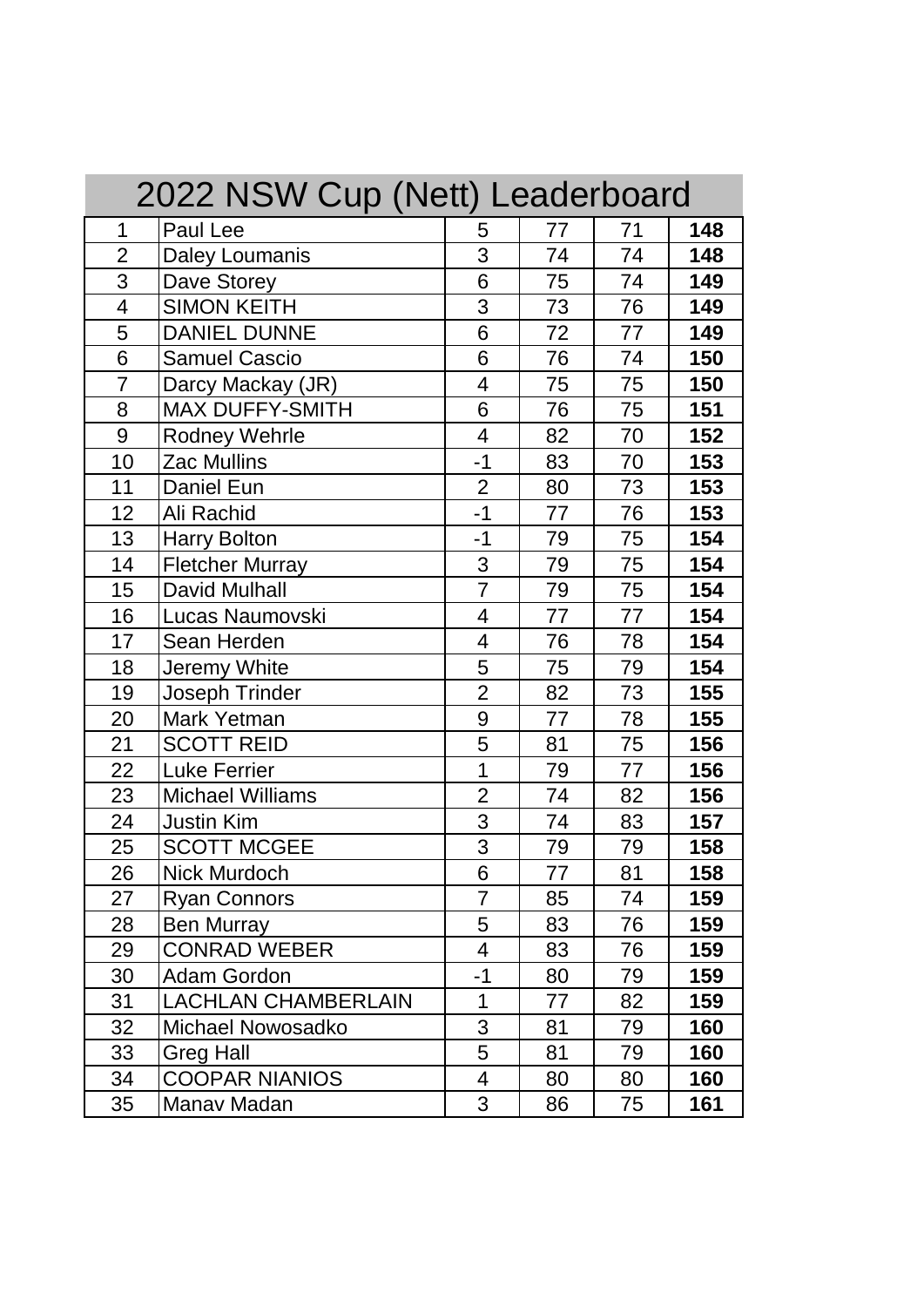# 2022 NSW Cup (Nett) Leaderboard

| | | | | | |
|---|---|---|---|---|---|
| 1 | Paul Lee | 5 | 77 | 71 | **148** |
| 2 | Daley Loumanis | 3 | 74 | 74 | **148** |
| 3 | Dave Storey | 6 | 75 | 74 | **149** |
| 4 | SIMON KEITH | 3 | 73 | 76 | **149** |
| 5 | DANIEL DUNNE | 6 | 72 | 77 | **149** |
| 6 | Samuel Cascio | 6 | 76 | 74 | **150** |
| 7 | Darcy Mackay (JR) | 4 | 75 | 75 | **150** |
| 8 | MAX DUFFY-SMITH | 6 | 76 | 75 | **151** |
| 9 | Rodney Wehrle | 4 | 82 | 70 | **152** |
| 10 | Zac Mullins | -1 | 83 | 70 | **153** |
| 11 | Daniel Eun | 2 | 80 | 73 | **153** |
| 12 | Ali Rachid | -1 | 77 | 76 | **153** |
| 13 | Harry Bolton | -1 | 79 | 75 | **154** |
| 14 | Fletcher Murray | 3 | 79 | 75 | **154** |
| 15 | David Mulhall | 7 | 79 | 75 | **154** |
| 16 | Lucas Naumovski | 4 | 77 | 77 | **154** |
| 17 | Sean Herden | 4 | 76 | 78 | **154** |
| 18 | Jeremy White | 5 | 75 | 79 | **154** |
| 19 | Joseph Trinder | 2 | 82 | 73 | **155** |
| 20 | Mark Yetman | 9 | 77 | 78 | **155** |
| 21 | SCOTT REID | 5 | 81 | 75 | **156** |
| 22 | Luke Ferrier | 1 | 79 | 77 | **156** |
| 23 | Michael Williams | 2 | 74 | 82 | **156** |
| 24 | Justin Kim | 3 | 74 | 83 | **157** |
| 25 | SCOTT MCGEE | 3 | 79 | 79 | **158** |
| 26 | Nick Murdoch | 6 | 77 | 81 | **158** |
| 27 | Ryan Connors | 7 | 85 | 74 | **159** |
| 28 | Ben Murray | 5 | 83 | 76 | **159** |
| 29 | CONRAD WEBER | 4 | 83 | 76 | **159** |
| 30 | Adam Gordon | -1 | 80 | 79 | **159** |
| 31 | LACHLAN CHAMBERLAIN | 1 | 77 | 82 | **159** |
| 32 | Michael Nowosadko | 3 | 81 | 79 | **160** |
| 33 | Greg Hall | 5 | 81 | 79 | **160** |
| 34 | COOPAR NIANIOS | 4 | 80 | 80 | **160** |
| 35 | Manav Madan | 3 | 86 | 75 | **161** |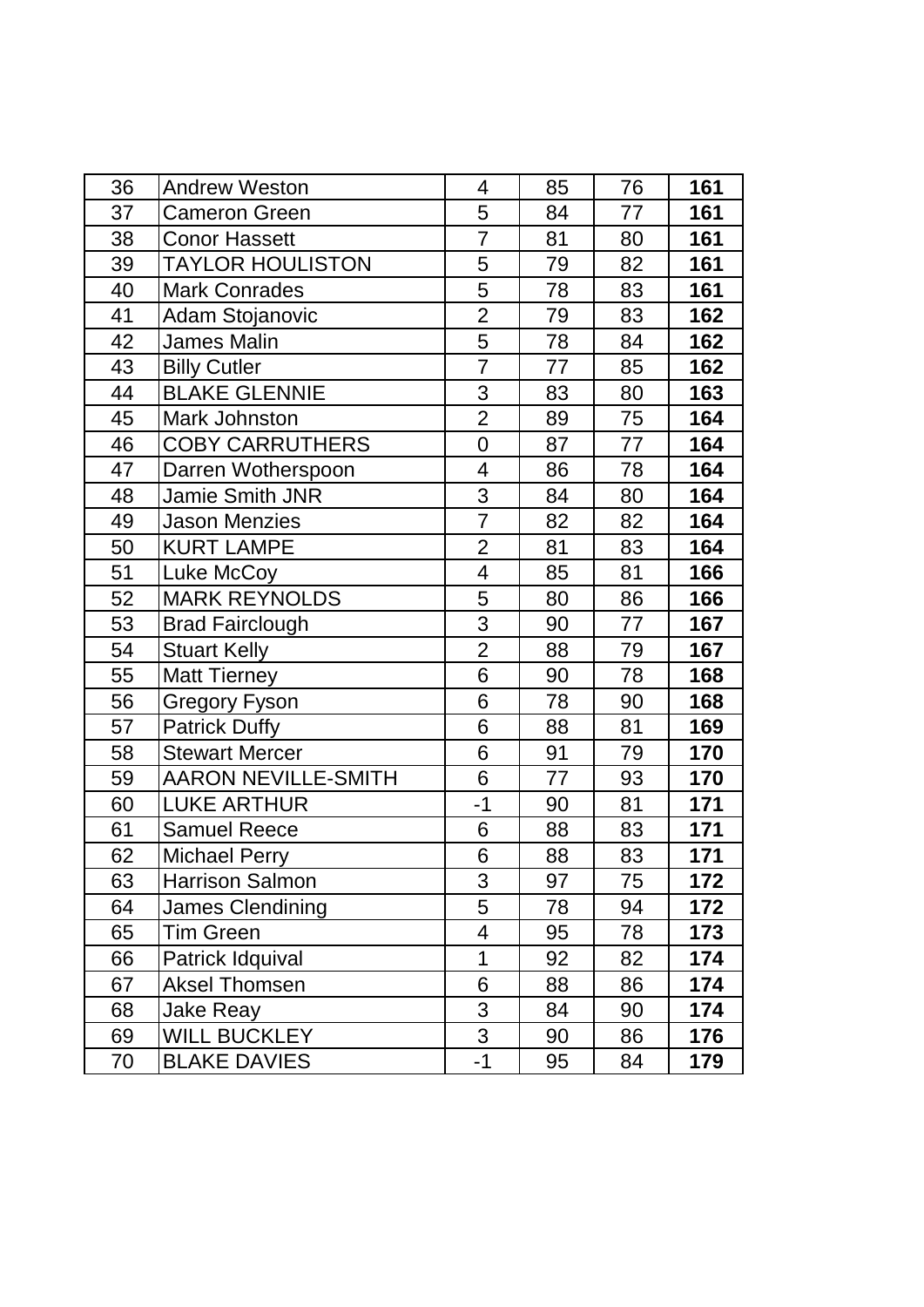| | | | | | |
|---|---|---|---|---|---|
| 36 | Andrew Weston | 4 | 85 | 76 | **161** |
| 37 | Cameron Green | 5 | 84 | 77 | **161** |
| 38 | Conor Hassett | 7 | 81 | 80 | **161** |
| 39 | TAYLOR HOULISTON | 5 | 79 | 82 | **161** |
| 40 | Mark Conrades | 5 | 78 | 83 | **161** |
| 41 | Adam Stojanovic | 2 | 79 | 83 | **162** |
| 42 | James Malin | 5 | 78 | 84 | **162** |
| 43 | Billy Cutler | 7 | 77 | 85 | **162** |
| 44 | BLAKE GLENNIE | 3 | 83 | 80 | **163** |
| 45 | Mark Johnston | 2 | 89 | 75 | **164** |
| 46 | COBY CARRUTHERS | 0 | 87 | 77 | **164** |
| 47 | Darren Wotherspoon | 4 | 86 | 78 | **164** |
| 48 | Jamie Smith JNR | 3 | 84 | 80 | **164** |
| 49 | Jason Menzies | 7 | 82 | 82 | **164** |
| 50 | KURT LAMPE | 2 | 81 | 83 | **164** |
| 51 | Luke McCoy | 4 | 85 | 81 | **166** |
| 52 | MARK REYNOLDS | 5 | 80 | 86 | **166** |
| 53 | Brad Fairclough | 3 | 90 | 77 | **167** |
| 54 | Stuart Kelly | 2 | 88 | 79 | **167** |
| 55 | Matt Tierney | 6 | 90 | 78 | **168** |
| 56 | Gregory Fyson | 6 | 78 | 90 | **168** |
| 57 | Patrick Duffy | 6 | 88 | 81 | **169** |
| 58 | Stewart Mercer | 6 | 91 | 79 | **170** |
| 59 | AARON NEVILLE-SMITH | 6 | 77 | 93 | **170** |
| 60 | LUKE ARTHUR | -1 | 90 | 81 | **171** |
| 61 | Samuel Reece | 6 | 88 | 83 | **171** |
| 62 | Michael Perry | 6 | 88 | 83 | **171** |
| 63 | Harrison Salmon | 3 | 97 | 75 | **172** |
| 64 | James Clendining | 5 | 78 | 94 | **172** |
| 65 | Tim Green | 4 | 95 | 78 | **173** |
| 66 | Patrick Idquival | 1 | 92 | 82 | **174** |
| 67 | Aksel Thomsen | 6 | 88 | 86 | **174** |
| 68 | Jake Reay | 3 | 84 | 90 | **174** |
| 69 | WILL BUCKLEY | 3 | 90 | 86 | **176** |
| 70 | BLAKE DAVIES | -1 | 95 | 84 | **179** |